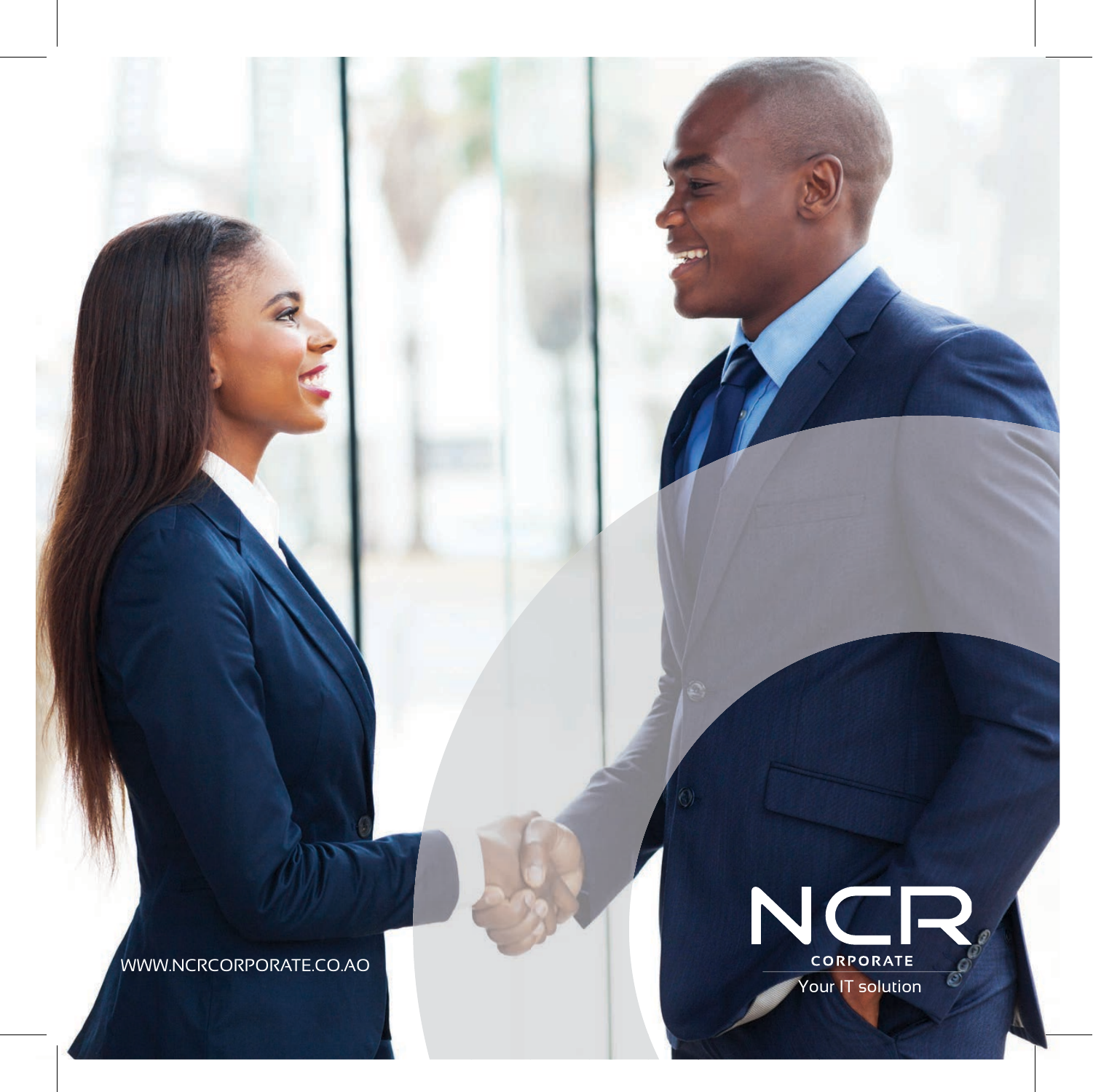WWW.NCRCORPORATE.CO.AO

NCR

CORPORATE

Your IT solution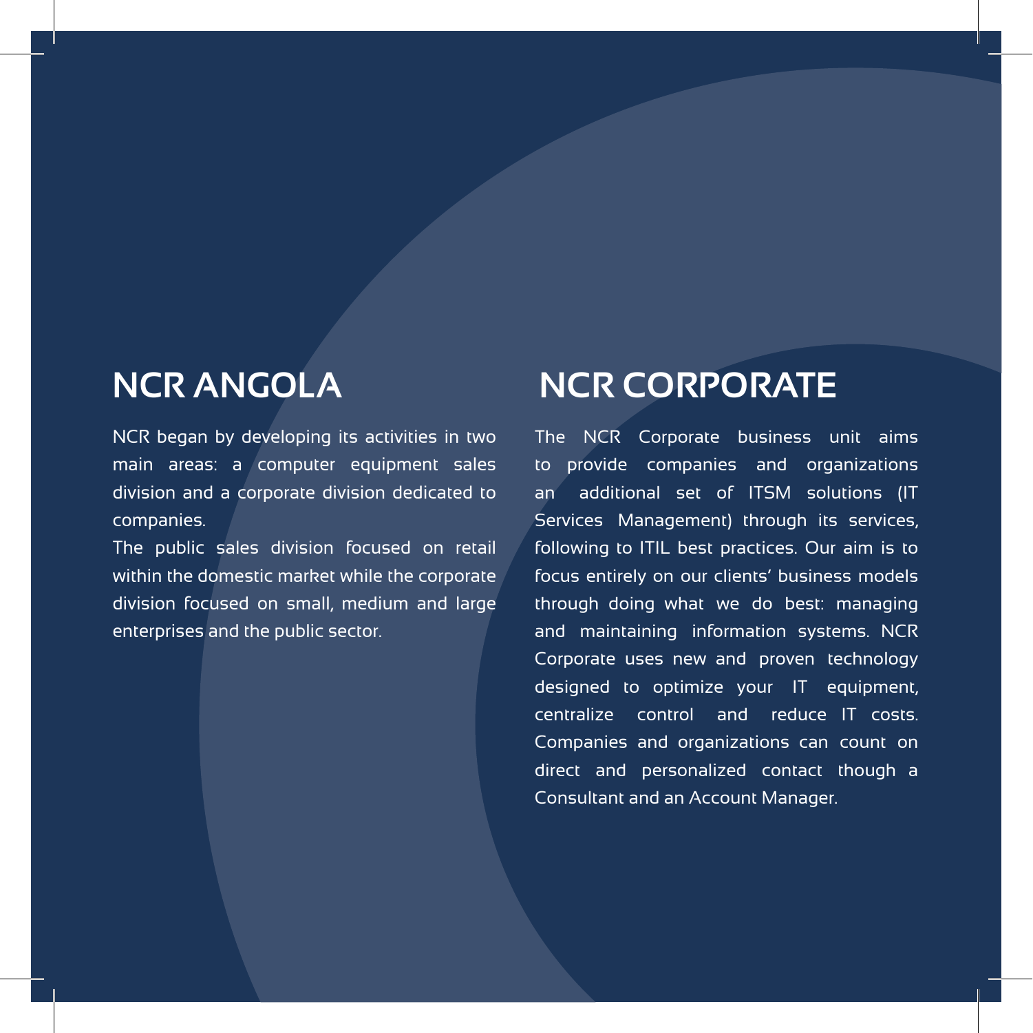## NCR ANGOLA

NCR began by developing its activities in two main areas: a computer equipment sales division and a corporate division dedicated to companies.

The public sales division focused on retail within the domestic market while the corporate division focused on small, medium and large enterprises and the public sector.

## NCR CORPORATE

The NCR Corporate business unit aims to provide companies and organizations an additional set of ITSM solutions (IT Services Management) through its services, following to ITIL best practices. Our aim is to focus entirely on our clients' business models through doing what we do best: managing and maintaining information systems. NCR Corporate uses new and proven technology designed to optimize your IT equipment, centralize control and reduce IT costs. Companies and organizations can count on direct and personalized contact though a Consultant and an Account Manager.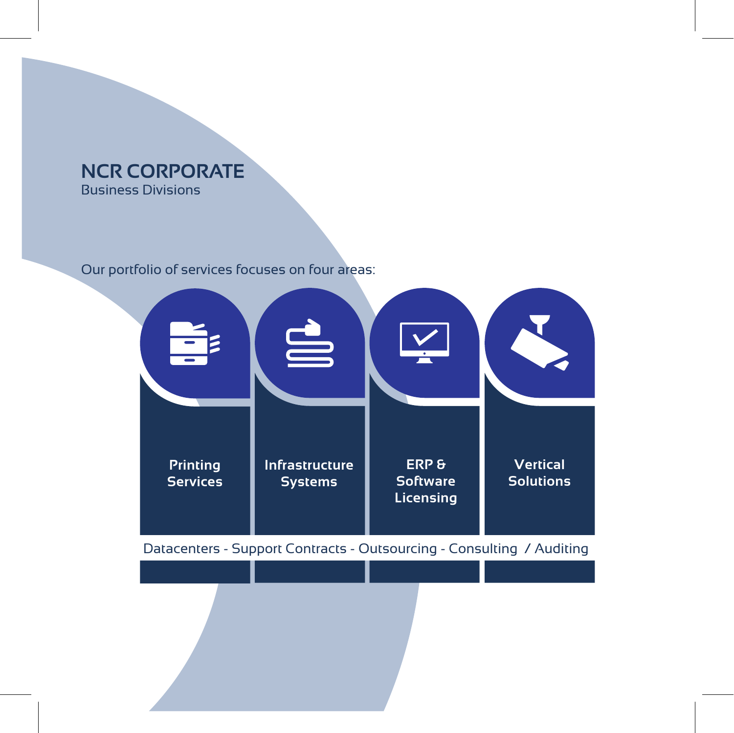# NCR CORPORATE

Business Divisions

Our portfolio of services focuses on four areas:

- **Printing Services**
- **Infrastructure Systems**
- **ERP & Software Licensing**
- **Vertical Solutions**

Datacenters - Support Contracts - Outsourcing - Consulting / Auditing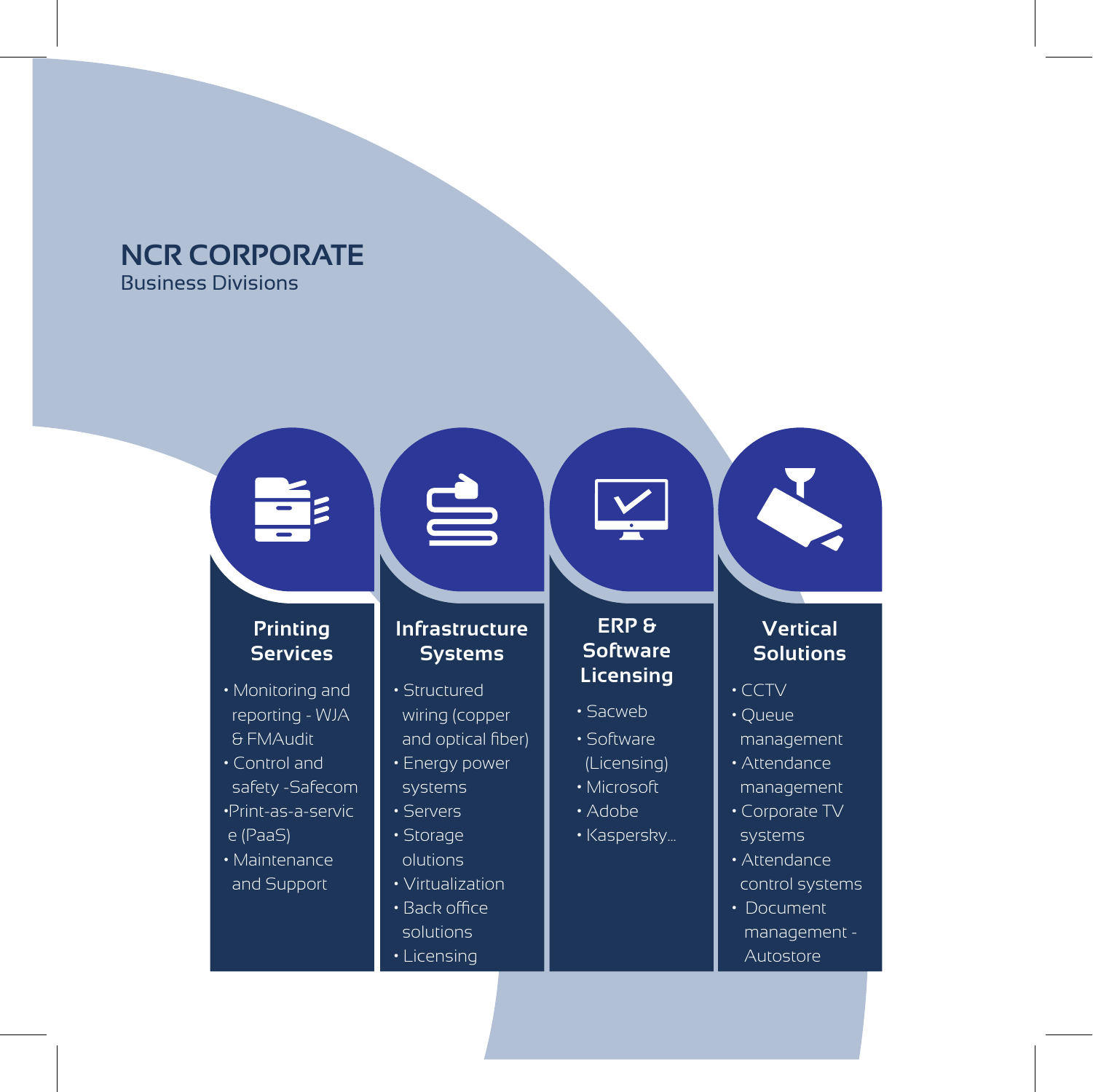# NCR CORPORATE

Business Divisions

## Printing Services

- Monitoring and reporting - WJA & FMAudit
- Control and safety -Safecom
- Print-as-a-servic e (PaaS)
- Maintenance and Support

## Infrastructure Systems

- Structured wiring (copper and optical fiber)
- Energy power systems
- Servers
- Storage olutions
- Virtualization
- Back office solutions
- Licensing

## ERP & Software Licensing

- Sacweb
- Software (Licensing)
- Microsoft
- Adobe
- Kaspersky...

## Vertical Solutions

- CCTV
- Queue management
- Attendance management
- Corporate TV systems
- Attendance control systems
- Document management - Autostore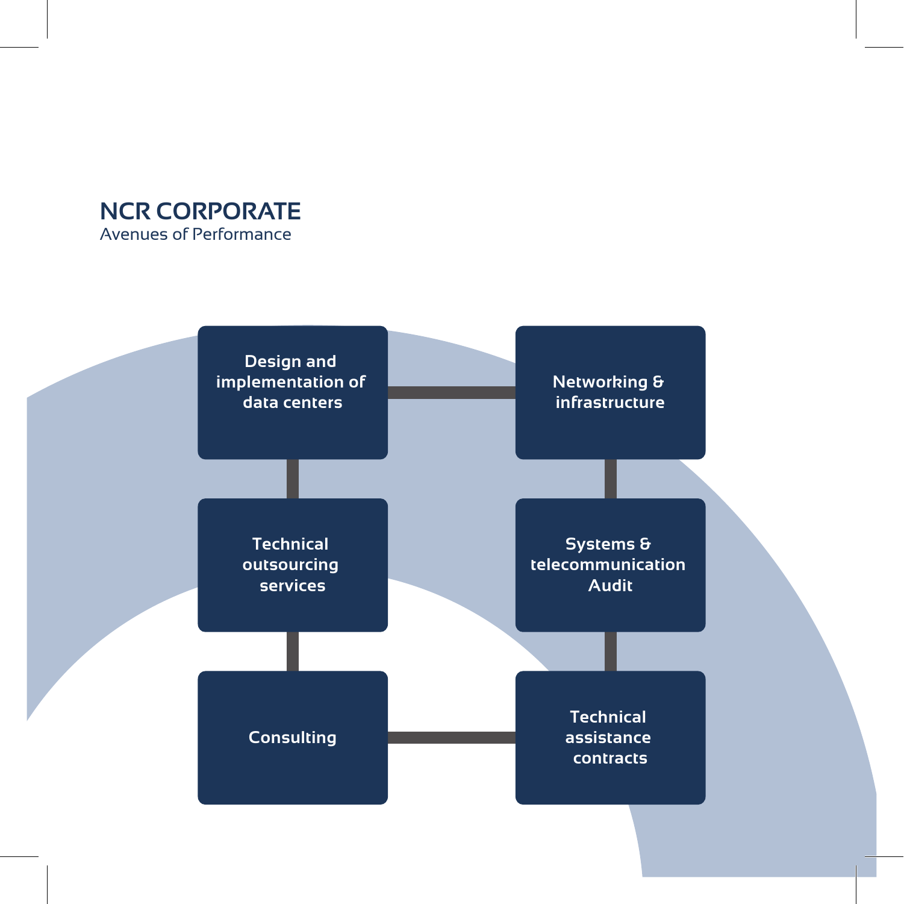## NCR CORPORATE

Avenues of Performance

- Design and implementation of data centers
- Networking & infrastructure
- Technical outsourcing services
- Systems & telecommunication Audit
- Consulting
- Technical assistance contracts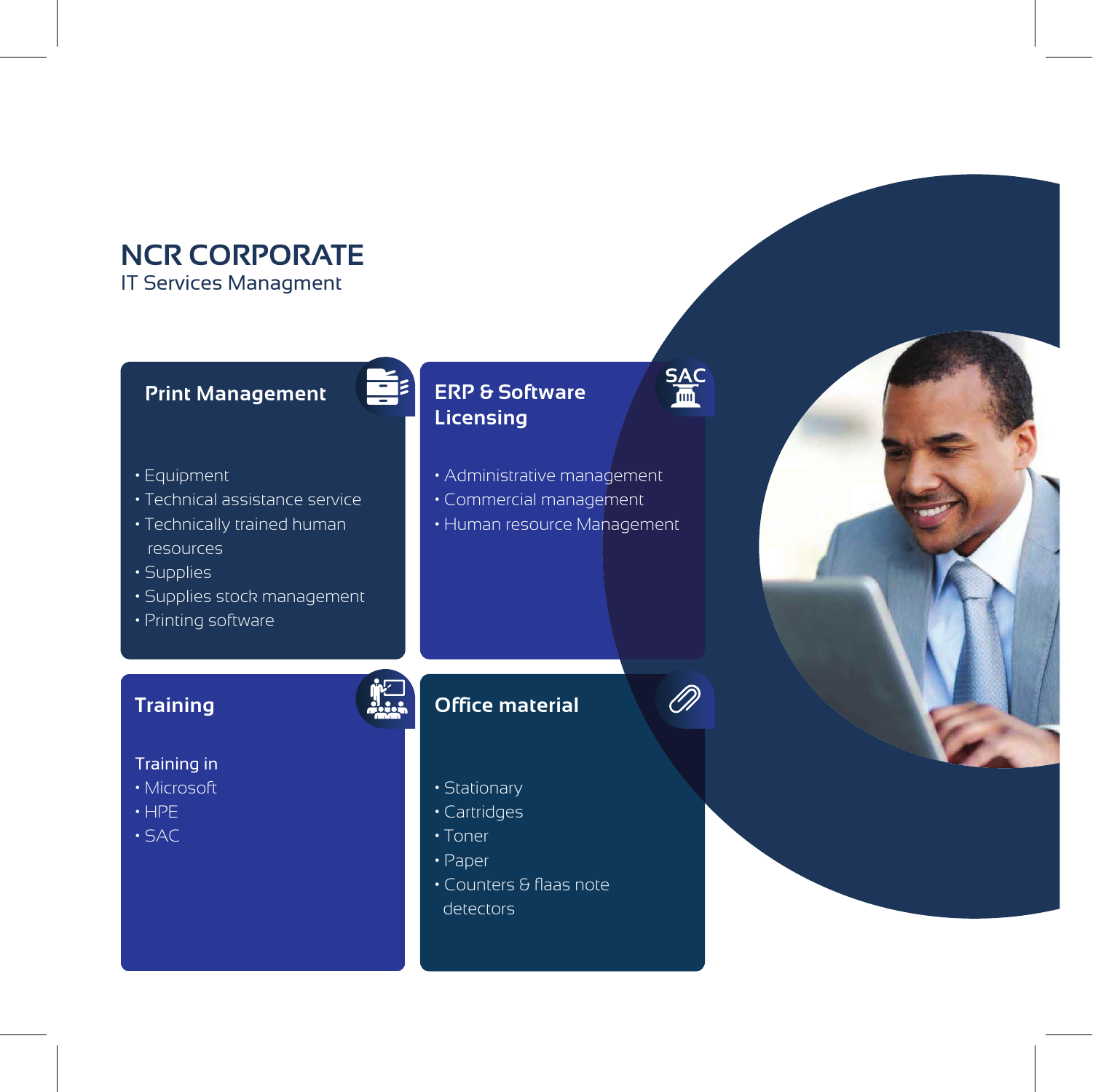# NCR CORPORATE

IT Services Managment

## Print Management

- Equipment
- Technical assistance service
- Technically trained human resources
- Supplies
- Supplies stock management
- Printing software

## ERP & Software Licensing

- Administrative management
- Commercial management
- Human resource Management

## Training

Training in

- Microsoft
- HPE
- SAC

## Office material

- Stationary
- Cartridges
- Toner
- Paper
- Counters & flaas note detectors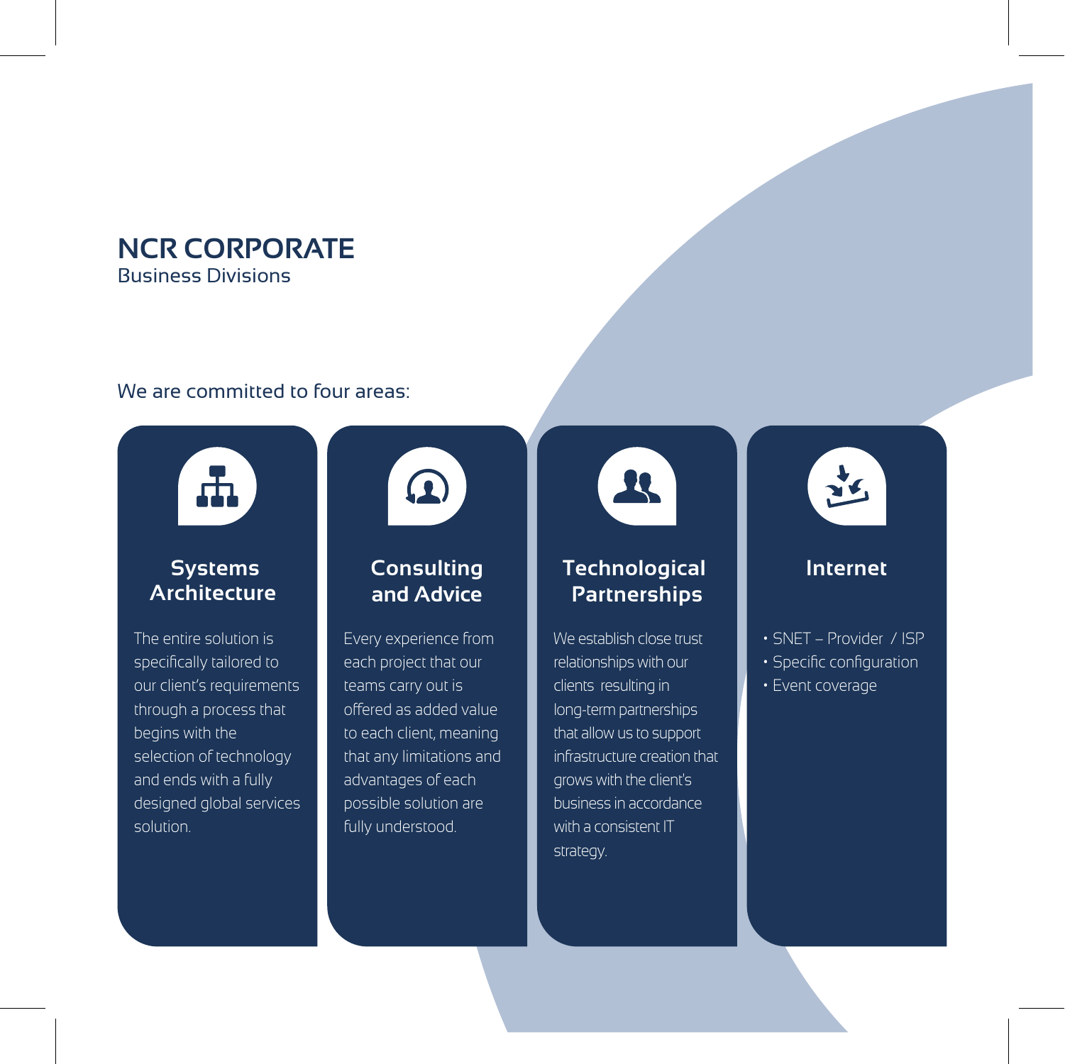# NCR CORPORATE

Business Divisions

We are committed to four areas:

### Systems Architecture

The entire solution is specifically tailored to our client's requirements through a process that begins with the selection of technology and ends with a fully designed global services solution.

### Consulting and Advice

Every experience from each project that our teams carry out is offered as added value to each client, meaning that any limitations and advantages of each possible solution are fully understood.

### Technological Partnerships

We establish close trust relationships with our clients resulting in long-term partnerships that allow us to support infrastructure creation that grows with the client's business in accordance with a consistent IT strategy.

### Internet

- SNET – Provider / ISP
- Specific configuration
- Event coverage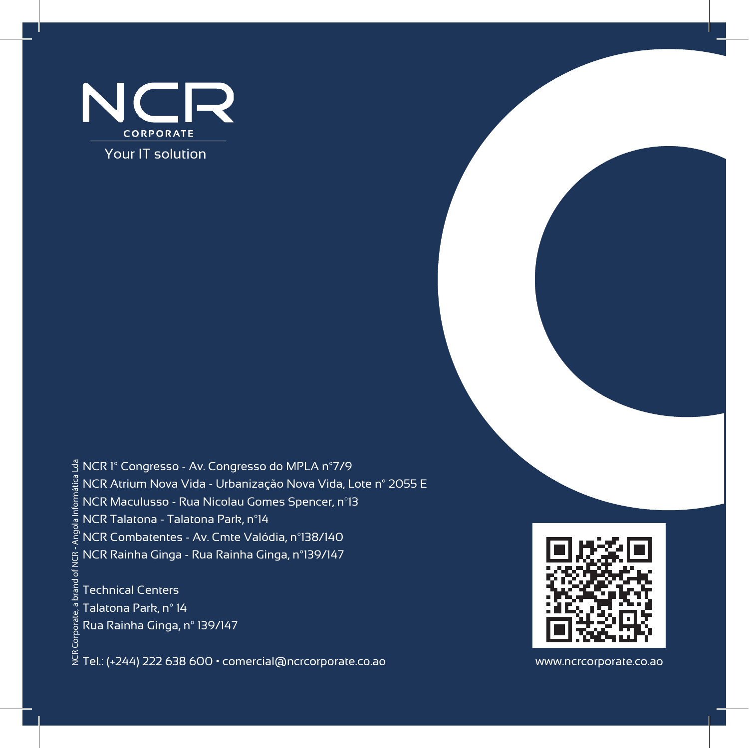# NCR

CORPORATE

Your IT solution

NCR 1° Congresso - Av. Congresso do MPLA n°7/9

NCR Atrium Nova Vida - Urbanização Nova Vida, Lote n° 2055 E

NCR Maculusso - Rua Nicolau Gomes Spencer, n°13

NCR Talatona - Talatona Park, n°14

NCR Combatentes - Av. Cmte Valódia, n°138/140

NCR Rainha Ginga - Rua Rainha Ginga, n°139/147

Technical Centers

Talatona Park, n° 14

Rua Rainha Ginga, n° 139/147

Tel.: (+244) 222 638 600 • comercial@ncrcorporate.co.ao

www.ncrcorporate.co.ao

NCR Corporate, a brand of NCR - Angola Informática Lda